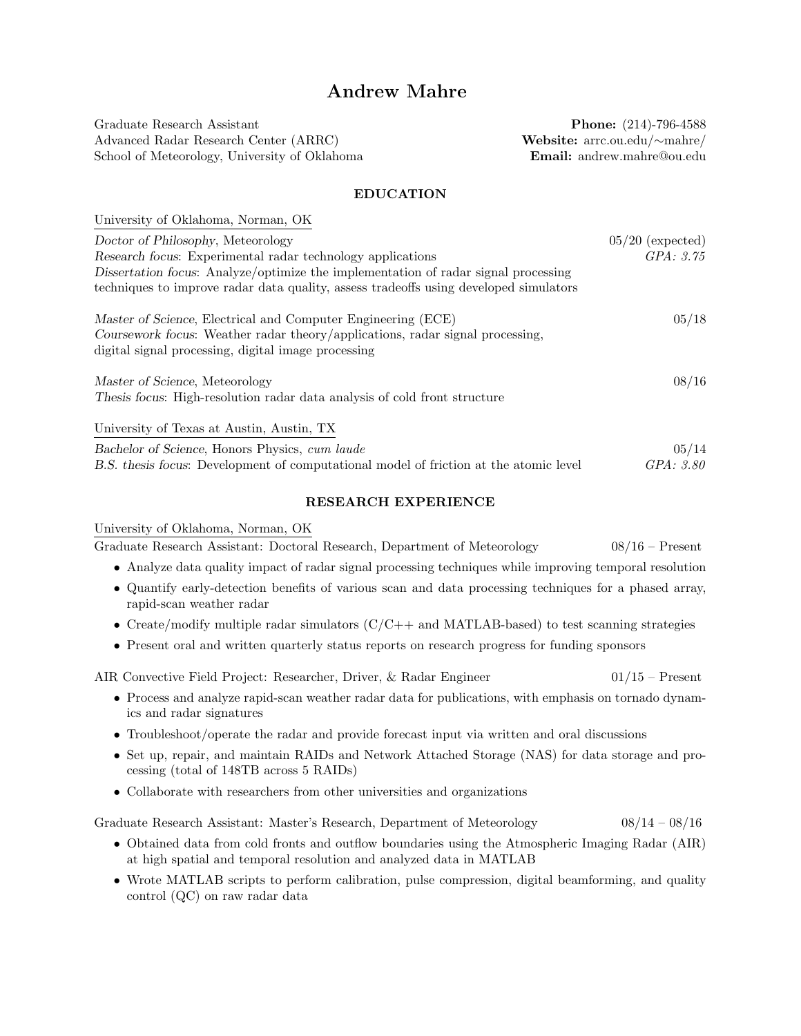# Andrew Mahre

Graduate Research Assistant
Advanced Radar Research Center (ARRC)
School of Meteorology, University of Oklahoma

**Phone:** (214)-796-4588
**Website:** arrc.ou.edu/∼mahre/
**Email:** andrew.mahre@ou.edu

## EDUCATION

University of Oklahoma, Norman, OK

*Doctor of Philosophy*, Meteorology — 05/20 (expected)
*Research focus*: Experimental radar technology applications — *GPA: 3.75*
*Dissertation focus*: Analyze/optimize the implementation of radar signal processing techniques to improve radar data quality, assess tradeoffs using developed simulators

*Master of Science*, Electrical and Computer Engineering (ECE) — 05/18
*Coursework focus*: Weather radar theory/applications, radar signal processing, digital signal processing, digital image processing

*Master of Science*, Meteorology — 08/16
*Thesis focus*: High-resolution radar data analysis of cold front structure

University of Texas at Austin, Austin, TX

*Bachelor of Science*, Honors Physics, *cum laude* — 05/14
*B.S. thesis focus*: Development of computational model of friction at the atomic level — *GPA: 3.80*

## RESEARCH EXPERIENCE

University of Oklahoma, Norman, OK

Graduate Research Assistant: Doctoral Research, Department of Meteorology — 08/16 – Present

- Analyze data quality impact of radar signal processing techniques while improving temporal resolution
- Quantify early-detection benefits of various scan and data processing techniques for a phased array, rapid-scan weather radar
- Create/modify multiple radar simulators (C/C++ and MATLAB-based) to test scanning strategies
- Present oral and written quarterly status reports on research progress for funding sponsors

AIR Convective Field Project: Researcher, Driver, & Radar Engineer — 01/15 – Present

- Process and analyze rapid-scan weather radar data for publications, with emphasis on tornado dynamics and radar signatures
- Troubleshoot/operate the radar and provide forecast input via written and oral discussions
- Set up, repair, and maintain RAIDs and Network Attached Storage (NAS) for data storage and processing (total of 148TB across 5 RAIDs)
- Collaborate with researchers from other universities and organizations

Graduate Research Assistant: Master's Research, Department of Meteorology — 08/14 – 08/16

- Obtained data from cold fronts and outflow boundaries using the Atmospheric Imaging Radar (AIR) at high spatial and temporal resolution and analyzed data in MATLAB
- Wrote MATLAB scripts to perform calibration, pulse compression, digital beamforming, and quality control (QC) on raw radar data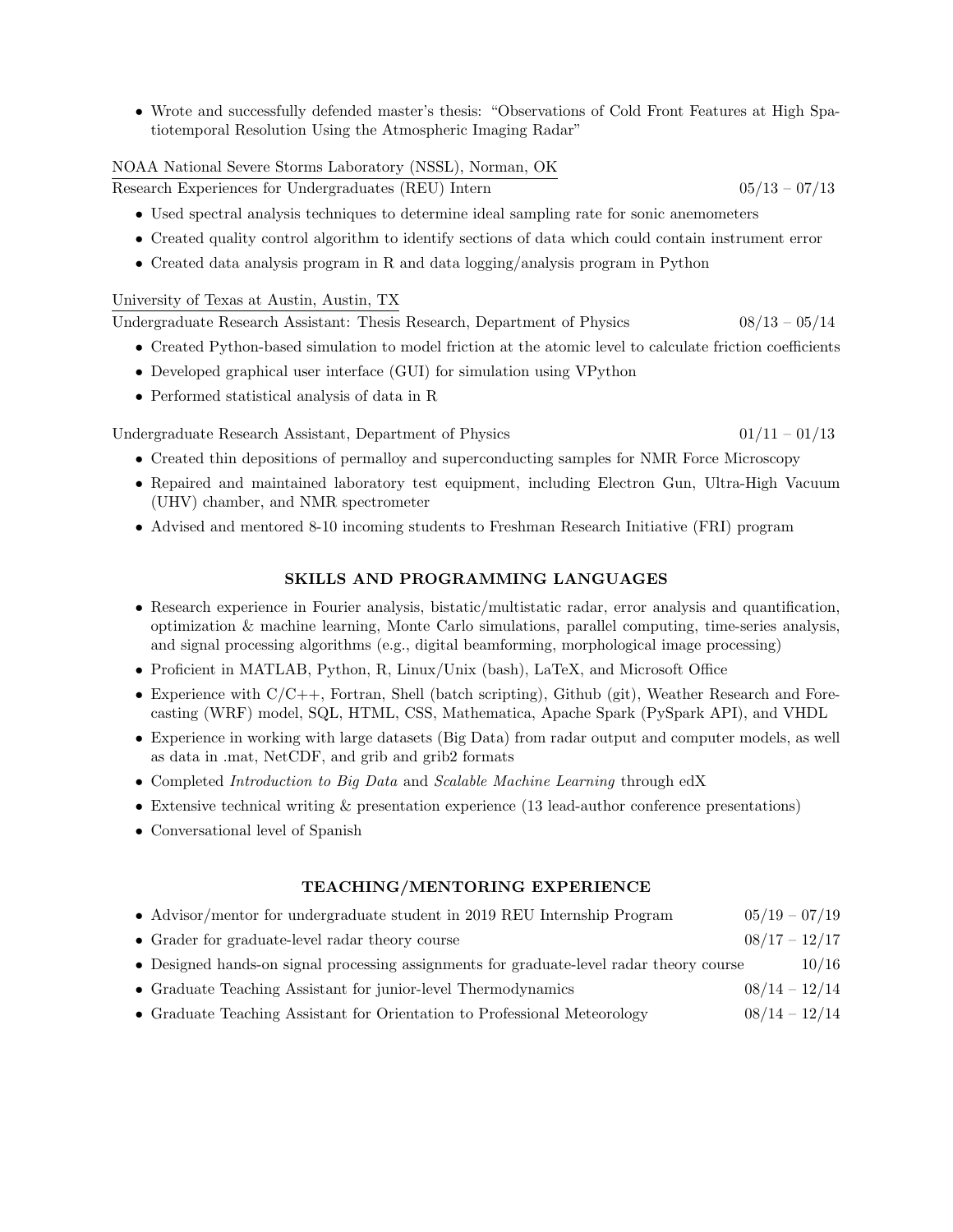- Wrote and successfully defended master's thesis: "Observations of Cold Front Features at High Spatiotemporal Resolution Using the Atmospheric Imaging Radar"

NOAA National Severe Storms Laboratory (NSSL), Norman, OK

Research Experiences for Undergraduates (REU) Intern — 05/13 – 07/13

- Used spectral analysis techniques to determine ideal sampling rate for sonic anemometers
- Created quality control algorithm to identify sections of data which could contain instrument error
- Created data analysis program in R and data logging/analysis program in Python

University of Texas at Austin, Austin, TX

Undergraduate Research Assistant: Thesis Research, Department of Physics — 08/13 – 05/14

- Created Python-based simulation to model friction at the atomic level to calculate friction coefficients
- Developed graphical user interface (GUI) for simulation using VPython
- Performed statistical analysis of data in R

Undergraduate Research Assistant, Department of Physics — 01/11 – 01/13

- Created thin depositions of permalloy and superconducting samples for NMR Force Microscopy
- Repaired and maintained laboratory test equipment, including Electron Gun, Ultra-High Vacuum (UHV) chamber, and NMR spectrometer
- Advised and mentored 8-10 incoming students to Freshman Research Initiative (FRI) program

## SKILLS AND PROGRAMMING LANGUAGES

- Research experience in Fourier analysis, bistatic/multistatic radar, error analysis and quantification, optimization & machine learning, Monte Carlo simulations, parallel computing, time-series analysis, and signal processing algorithms (e.g., digital beamforming, morphological image processing)
- Proficient in MATLAB, Python, R, Linux/Unix (bash), LaTeX, and Microsoft Office
- Experience with C/C++, Fortran, Shell (batch scripting), Github (git), Weather Research and Forecasting (WRF) model, SQL, HTML, CSS, Mathematica, Apache Spark (PySpark API), and VHDL
- Experience in working with large datasets (Big Data) from radar output and computer models, as well as data in .mat, NetCDF, and grib and grib2 formats
- Completed *Introduction to Big Data* and *Scalable Machine Learning* through edX
- Extensive technical writing & presentation experience (13 lead-author conference presentations)
- Conversational level of Spanish

## TEACHING/MENTORING EXPERIENCE

- Advisor/mentor for undergraduate student in 2019 REU Internship Program — 05/19 – 07/19
- Grader for graduate-level radar theory course — 08/17 – 12/17
- Designed hands-on signal processing assignments for graduate-level radar theory course — 10/16
- Graduate Teaching Assistant for junior-level Thermodynamics — 08/14 – 12/14
- Graduate Teaching Assistant for Orientation to Professional Meteorology — 08/14 – 12/14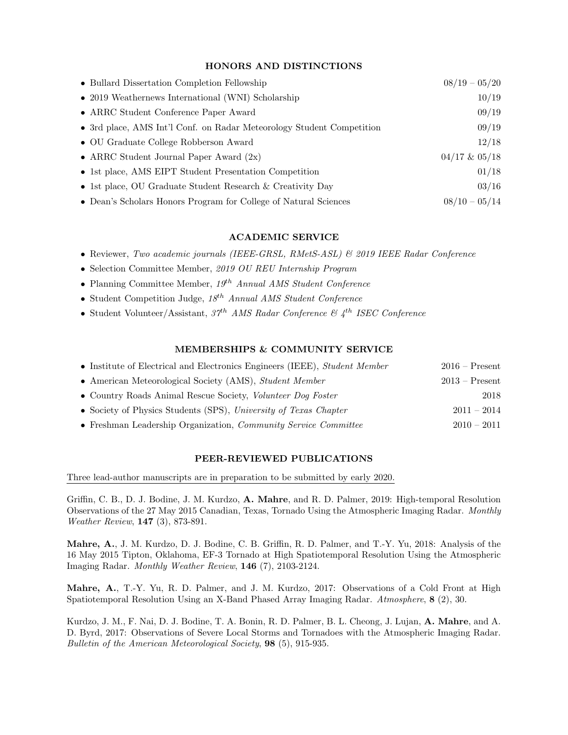## HONORS AND DISTINCTIONS

- Bullard Dissertation Completion Fellowship — 08/19 – 05/20
- 2019 Weathernews International (WNI) Scholarship — 10/19
- ARRC Student Conference Paper Award — 09/19
- 3rd place, AMS Int'l Conf. on Radar Meteorology Student Competition — 09/19
- OU Graduate College Robberson Award — 12/18
- ARRC Student Journal Paper Award (2x) — 04/17 & 05/18
- 1st place, AMS EIPT Student Presentation Competition — 01/18
- 1st place, OU Graduate Student Research & Creativity Day — 03/16
- Dean's Scholars Honors Program for College of Natural Sciences — 08/10 – 05/14

## ACADEMIC SERVICE

- Reviewer, *Two academic journals (IEEE-GRSL, RMetS-ASL) & 2019 IEEE Radar Conference*
- Selection Committee Member, *2019 OU REU Internship Program*
- Planning Committee Member, *19th Annual AMS Student Conference*
- Student Competition Judge, *18th Annual AMS Student Conference*
- Student Volunteer/Assistant, *37th AMS Radar Conference & 4th ISEC Conference*

## MEMBERSHIPS & COMMUNITY SERVICE

- Institute of Electrical and Electronics Engineers (IEEE), *Student Member* — 2016 – Present
- American Meteorological Society (AMS), *Student Member* — 2013 – Present
- Country Roads Animal Rescue Society, *Volunteer Dog Foster* — 2018
- Society of Physics Students (SPS), *University of Texas Chapter* — 2011 – 2014
- Freshman Leadership Organization, *Community Service Committee* — 2010 – 2011

## PEER-REVIEWED PUBLICATIONS

Three lead-author manuscripts are in preparation to be submitted by early 2020.

Griffin, C. B., D. J. Bodine, J. M. Kurdzo, **A. Mahre**, and R. D. Palmer, 2019: High-temporal Resolution Observations of the 27 May 2015 Canadian, Texas, Tornado Using the Atmospheric Imaging Radar. *Monthly Weather Review*, **147** (3), 873-891.

**Mahre, A.**, J. M. Kurdzo, D. J. Bodine, C. B. Griffin, R. D. Palmer, and T.-Y. Yu, 2018: Analysis of the 16 May 2015 Tipton, Oklahoma, EF-3 Tornado at High Spatiotemporal Resolution Using the Atmospheric Imaging Radar. *Monthly Weather Review*, **146** (7), 2103-2124.

**Mahre, A.**, T.-Y. Yu, R. D. Palmer, and J. M. Kurdzo, 2017: Observations of a Cold Front at High Spatiotemporal Resolution Using an X-Band Phased Array Imaging Radar. *Atmosphere*, **8** (2), 30.

Kurdzo, J. M., F. Nai, D. J. Bodine, T. A. Bonin, R. D. Palmer, B. L. Cheong, J. Lujan, **A. Mahre**, and A. D. Byrd, 2017: Observations of Severe Local Storms and Tornadoes with the Atmospheric Imaging Radar. *Bulletin of the American Meteorological Society*, **98** (5), 915-935.